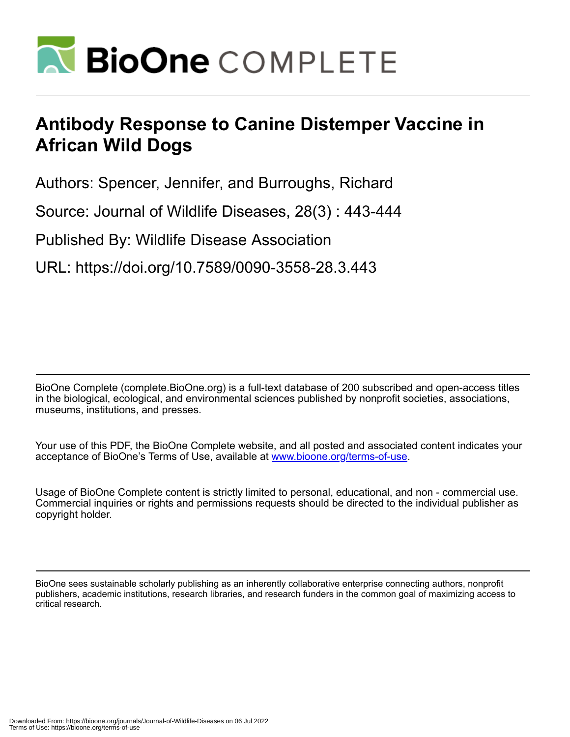# Antibody Response to Canine Distemper Vaccine in African Wild Dogs

Authors: Spencer, Jennifer, and Burroughs, Richard

Source: Journal of Wildlife Diseases, 28(3) : 443-444

Published By: Wildlife Disease Association

URL: https://doi.org/10.7589/0090-3558-28.3.443

BioOne Complete (complete.BioOne.org) is a full-text database of 200 subscribed and open-access titles in the biological, ecological, and environmental sciences published by nonprofit societies, associations, museums, institutions, and presses.

Your use of this PDF, the BioOne Complete website, and all posted and associated content indicates your acceptance of BioOne's Terms of Use, available at www.bioone.org/terms-of-use.

Usage of BioOne Complete content is strictly limited to personal, educational, and non - commercial use. Commercial inquiries or rights and permissions requests should be directed to the individual publisher as copyright holder.

BioOne sees sustainable scholarly publishing as an inherently collaborative enterprise connecting authors, nonprofit publishers, academic institutions, research libraries, and research funders in the common goal of maximizing access to critical research.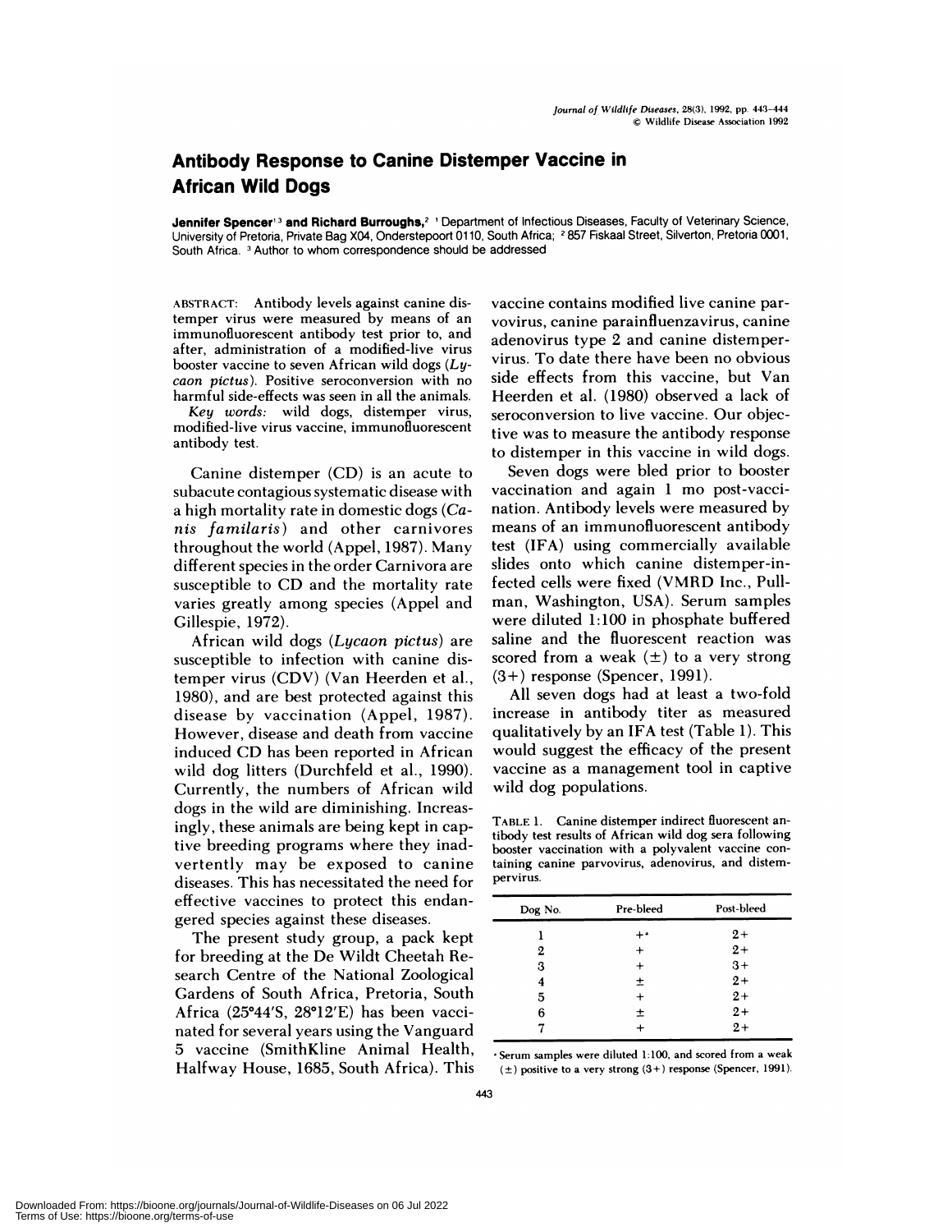# Antibody Response to Canine Distemper Vaccine in African Wild Dogs

**Jennifer Spencer**[1,3] **and Richard Burroughs,**[2] [1] Department of Infectious Diseases, Faculty of Veterinary Science, University of Pretoria, Private Bag X04, Onderstepoort 0110, South Africa; [2] 857 Fiskaal Street, Silverton, Pretoria 0001, South Africa. [3] Author to whom correspondence should be addressed

ABSTRACT: Antibody levels against canine distemper virus were measured by means of an immunofluorescent antibody test prior to, and after, administration of a modified-live virus booster vaccine to seven African wild dogs (*Lycaon pictus*). Positive seroconversion with no harmful side-effects was seen in all the animals.

*Key words:* wild dogs, distemper virus, modified-live virus vaccine, immunofluorescent antibody test.

Canine distemper (CD) is an acute to subacute contagious systematic disease with a high mortality rate in domestic dogs (*Canis familaris*) and other carnivores throughout the world (Appel, 1987). Many different species in the order Carnivora are susceptible to CD and the mortality rate varies greatly among species (Appel and Gillespie, 1972).

African wild dogs (*Lycaon pictus*) are susceptible to infection with canine distemper virus (CDV) (Van Heerden et al., 1980), and are best protected against this disease by vaccination (Appel, 1987). However, disease and death from vaccine induced CD has been reported in African wild dog litters (Durchfeld et al., 1990). Currently, the numbers of African wild dogs in the wild are diminishing. Increasingly, these animals are being kept in captive breeding programs where they inadvertently may be exposed to canine diseases. This has necessitated the need for effective vaccines to protect this endangered species against these diseases.

The present study group, a pack kept for breeding at the De Wildt Cheetah Research Centre of the National Zoological Gardens of South Africa, Pretoria, South Africa (25°44′S, 28°12′E) has been vaccinated for several years using the Vanguard 5 vaccine (SmithKline Animal Health, Halfway House, 1685, South Africa). This vaccine contains modified live canine parvovirus, canine parainfluenzavirus, canine adenovirus type 2 and canine distempervirus. To date there have been no obvious side effects from this vaccine, but Van Heerden et al. (1980) observed a lack of seroconversion to live vaccine. Our objective was to measure the antibody response to distemper in this vaccine in wild dogs.

Seven dogs were bled prior to booster vaccination and again 1 mo post-vaccination. Antibody levels were measured by means of an immunofluorescent antibody test (IFA) using commercially available slides onto which canine distemper-infected cells were fixed (VMRD Inc., Pullman, Washington, USA). Serum samples were diluted 1:100 in phosphate buffered saline and the fluorescent reaction was scored from a weak (±) to a very strong (3+) response (Spencer, 1991).

All seven dogs had at least a two-fold increase in antibody titer as measured qualitatively by an IFA test (Table 1). This would suggest the efficacy of the present vaccine as a management tool in captive wild dog populations.

TABLE 1. Canine distemper indirect fluorescent antibody test results of African wild dog sera following booster vaccination with a polyvalent vaccine containing canine parvovirus, adenovirus, and distempervirus.

| Dog No. | Pre-bleed | Post-bleed |
|---|---|---|
| 1 | +[a] | 2+ |
| 2 | + | 2+ |
| 3 | + | 3+ |
| 4 | ± | 2+ |
| 5 | + | 2+ |
| 6 | ± | 2+ |
| 7 | + | 2+ |

[a] Serum samples were diluted 1:100, and scored from a weak (±) positive to a very strong (3+) response (Spencer, 1991).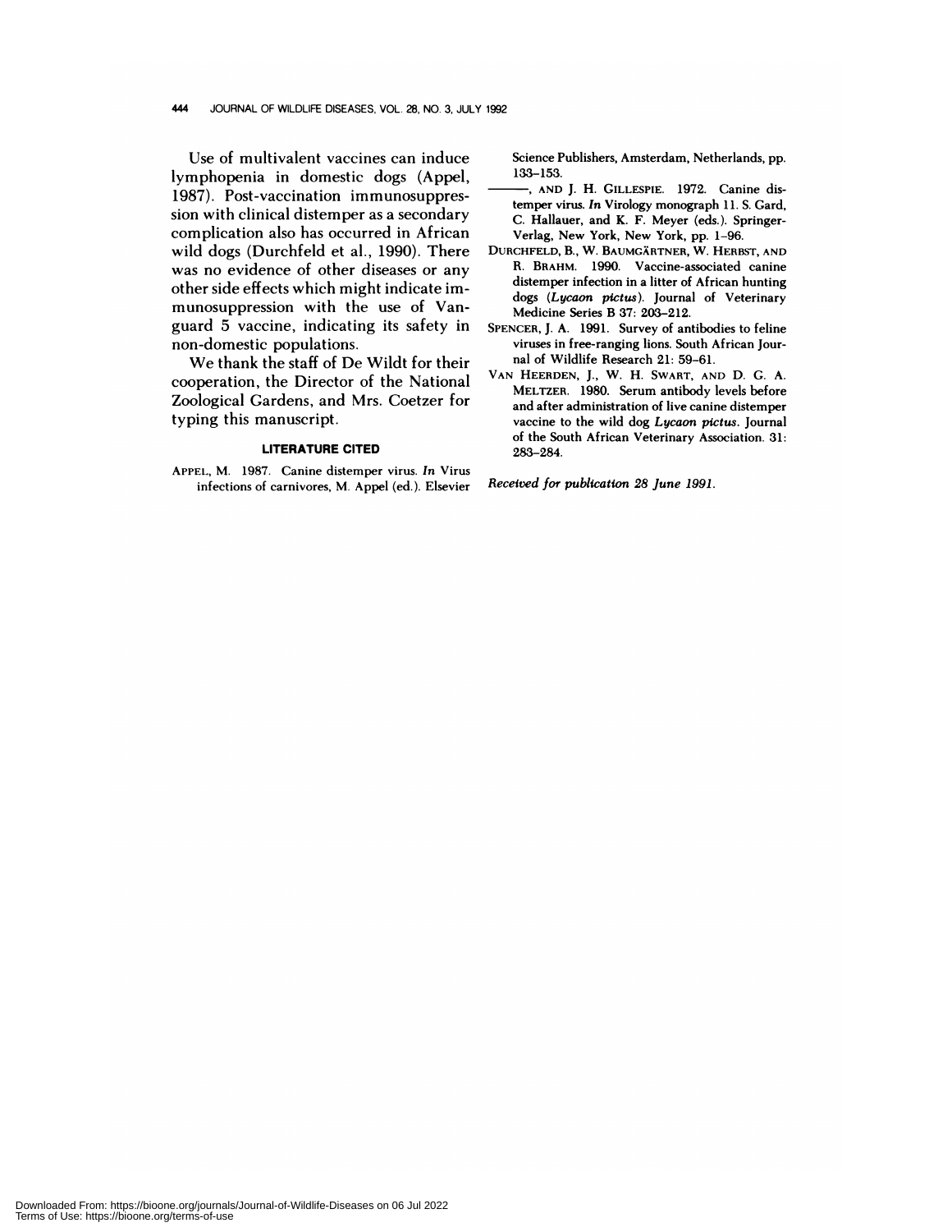Use of multivalent vaccines can induce lymphopenia in domestic dogs (Appel, 1987). Post-vaccination immunosuppression with clinical distemper as a secondary complication also has occurred in African wild dogs (Durchfeld et al., 1990). There was no evidence of other diseases or any other side effects which might indicate immunosuppression with the use of Vanguard 5 vaccine, indicating its safety in non-domestic populations.

We thank the staff of De Wildt for their cooperation, the Director of the National Zoological Gardens, and Mrs. Coetzer for typing this manuscript.

## LITERATURE CITED

APPEL, M. 1987. Canine distemper virus. *In* Virus infections of carnivores, M. Appel (ed.). Elsevier Science Publishers, Amsterdam, Netherlands, pp. 133–153.

———, AND J. H. GILLESPIE. 1972. Canine distemper virus. *In* Virology monograph 11. S. Gard, C. Hallauer, and K. F. Meyer (eds.). Springer-Verlag, New York, New York, pp. 1–96.

DURCHFELD, B., W. BAUMGÄRTNER, W. HERBST, AND R. BRAHM. 1990. Vaccine-associated canine distemper infection in a litter of African hunting dogs (*Lycaon pictus*). Journal of Veterinary Medicine Series B 37: 203–212.

SPENCER, J. A. 1991. Survey of antibodies to feline viruses in free-ranging lions. South African Journal of Wildlife Research 21: 59–61.

VAN HEERDEN, J., W. H. SWART, AND D. G. A. MELTZER. 1980. Serum antibody levels before and after administration of live canine distemper vaccine to the wild dog *Lycaon pictus*. Journal of the South African Veterinary Association. 31: 283–284.

*Received for publication 28 June 1991.*